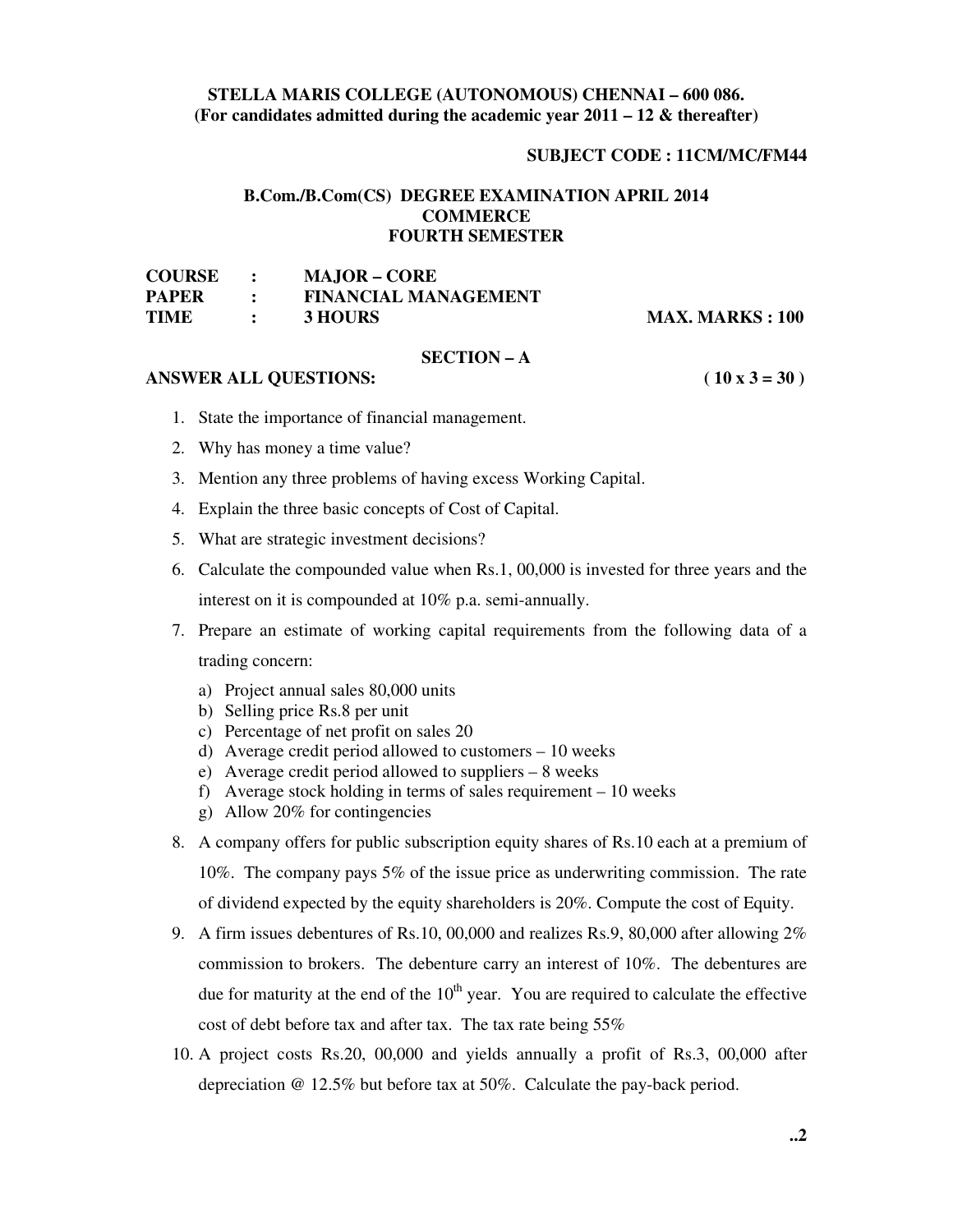**STELLA MARIS COLLEGE (AUTONOMOUS) CHENNAI – 600 086.**
**(For candidates admitted during the academic year 2011 – 12 & thereafter)**

**SUBJECT CODE : 11CM/MC/FM44**

**B.Com./B.Com(CS) DEGREE EXAMINATION APRIL 2014**
**COMMERCE**
**FOURTH SEMESTER**

**COURSE : MAJOR – CORE**
**PAPER : FINANCIAL MANAGEMENT**
**TIME : 3 HOURS** **MAX. MARKS : 100**

## SECTION – A

**ANSWER ALL QUESTIONS:** **( 10 x 3 = 30 )**

1. State the importance of financial management.
2. Why has money a time value?
3. Mention any three problems of having excess Working Capital.
4. Explain the three basic concepts of Cost of Capital.
5. What are strategic investment decisions?
6. Calculate the compounded value when Rs.1, 00,000 is invested for three years and the interest on it is compounded at 10% p.a. semi-annually.
7. Prepare an estimate of working capital requirements from the following data of a trading concern:
   a) Project annual sales 80,000 units
   b) Selling price Rs.8 per unit
   c) Percentage of net profit on sales 20
   d) Average credit period allowed to customers – 10 weeks
   e) Average credit period allowed to suppliers – 8 weeks
   f) Average stock holding in terms of sales requirement – 10 weeks
   g) Allow 20% for contingencies
8. A company offers for public subscription equity shares of Rs.10 each at a premium of 10%. The company pays 5% of the issue price as underwriting commission. The rate of dividend expected by the equity shareholders is 20%. Compute the cost of Equity.
9. A firm issues debentures of Rs.10, 00,000 and realizes Rs.9, 80,000 after allowing 2% commission to brokers. The debenture carry an interest of 10%. The debentures are due for maturity at the end of the $10^{th}$ year. You are required to calculate the effective cost of debt before tax and after tax. The tax rate being 55%
10. A project costs Rs.20, 00,000 and yields annually a profit of Rs.3, 00,000 after depreciation @ 12.5% but before tax at 50%. Calculate the pay-back period.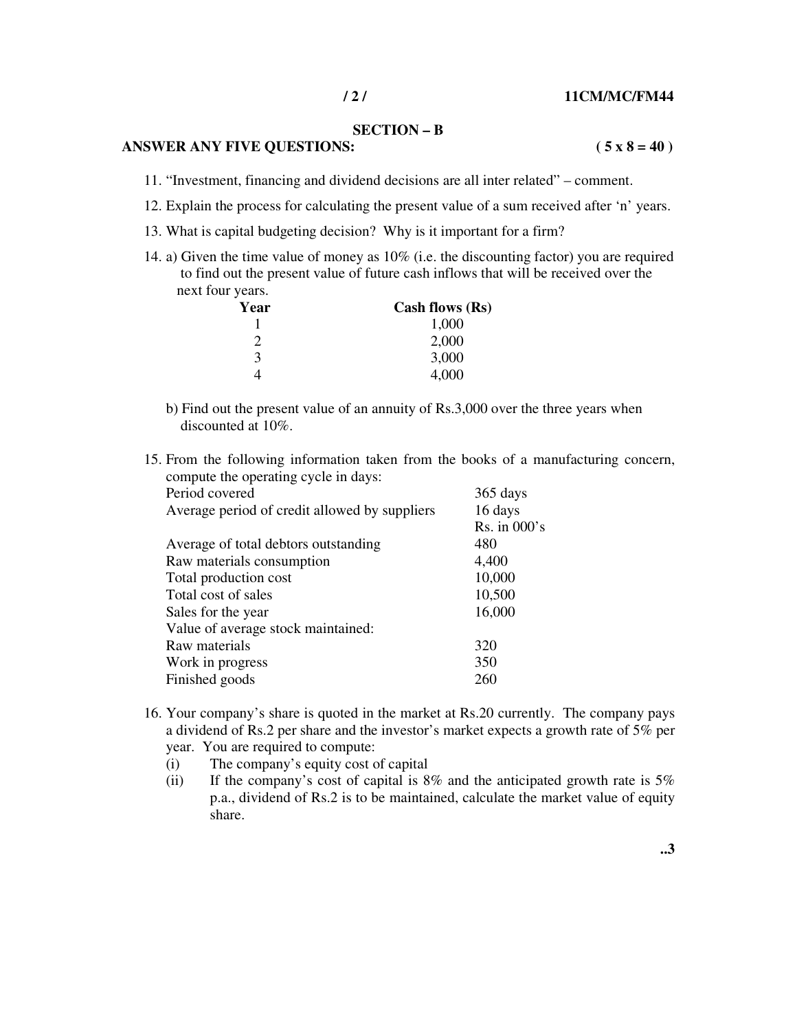## SECTION – B

**ANSWER ANY FIVE QUESTIONS: ( 5 x 8 = 40 )**

11. "Investment, financing and dividend decisions are all inter related" – comment.

12. Explain the process for calculating the present value of a sum received after 'n' years.

13. What is capital budgeting decision? Why is it important for a firm?

14. a) Given the time value of money as 10% (i.e. the discounting factor) you are required to find out the present value of future cash inflows that will be received over the next four years.

| Year | Cash flows (Rs) |
|---|---|
| 1 | 1,000 |
| 2 | 2,000 |
| 3 | 3,000 |
| 4 | 4,000 |

b) Find out the present value of an annuity of Rs.3,000 over the three years when discounted at 10%.

15. From the following information taken from the books of a manufacturing concern, compute the operating cycle in days:

| | |
|---|---|
| Period covered | 365 days |
| Average period of credit allowed by suppliers | 16 days |
| | Rs. in 000's |
| Average of total debtors outstanding | 480 |
| Raw materials consumption | 4,400 |
| Total production cost | 10,000 |
| Total cost of sales | 10,500 |
| Sales for the year | 16,000 |
| Value of average stock maintained: | |
| Raw materials | 320 |
| Work in progress | 350 |
| Finished goods | 260 |

16. Your company's share is quoted in the market at Rs.20 currently. The company pays a dividend of Rs.2 per share and the investor's market expects a growth rate of 5% per year. You are required to compute:

(i) The company's equity cost of capital

(ii) If the company's cost of capital is 8% and the anticipated growth rate is 5% p.a., dividend of Rs.2 is to be maintained, calculate the market value of equity share.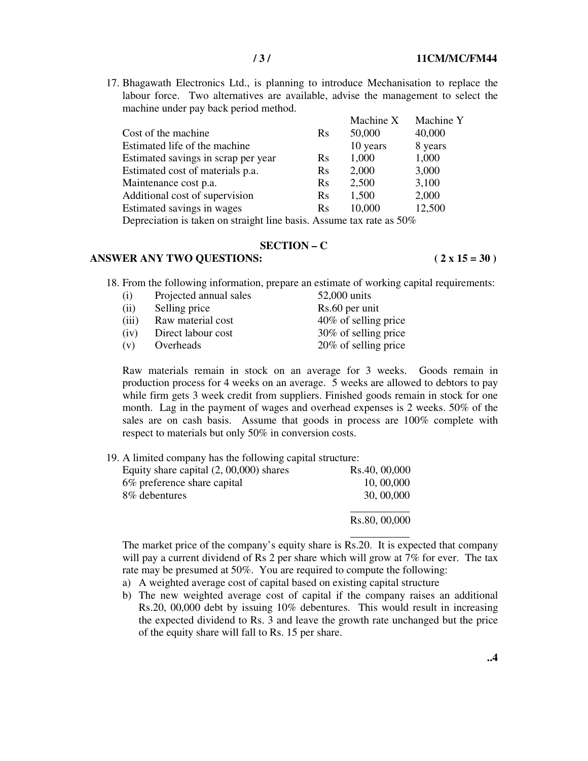17. Bhagawath Electronics Ltd., is planning to introduce Mechanisation to replace the labour force. Two alternatives are available, advise the management to select the machine under pay back period method.

| | | Machine X | Machine Y |
|---|---|---|---|
| Cost of the machine | Rs | 50,000 | 40,000 |
| Estimated life of the machine | | 10 years | 8 years |
| Estimated savings in scrap per year | Rs | 1,000 | 1,000 |
| Estimated cost of materials p.a. | Rs | 2,000 | 3,000 |
| Maintenance cost p.a. | Rs | 2,500 | 3,100 |
| Additional cost of supervision | Rs | 1,500 | 2,000 |
| Estimated savings in wages | Rs | 10,000 | 12,500 |

Depreciation is taken on straight line basis. Assume tax rate as 50%

## SECTION – C

**ANSWER ANY TWO QUESTIONS: ( 2 x 15 = 30 )**

18. From the following information, prepare an estimate of working capital requirements:

| | | |
|---|---|---|
| (i) | Projected annual sales | 52,000 units |
| (ii) | Selling price | Rs.60 per unit |
| (iii) | Raw material cost | 40% of selling price |
| (iv) | Direct labour cost | 30% of selling price |
| (v) | Overheads | 20% of selling price |

Raw materials remain in stock on an average for 3 weeks. Goods remain in production process for 4 weeks on an average. 5 weeks are allowed to debtors to pay while firm gets 3 week credit from suppliers. Finished goods remain in stock for one month. Lag in the payment of wages and overhead expenses is 2 weeks. 50% of the sales are on cash basis. Assume that goods in process are 100% complete with respect to materials but only 50% in conversion costs.

19. A limited company has the following capital structure:

| | |
|---|---|
| Equity share capital (2, 00,000) shares | Rs.40, 00,000 |
| 6% preference share capital | 10, 00,000 |
| 8% debentures | 30, 00,000 |
| | Rs.80, 00,000 |

The market price of the company's equity share is Rs.20. It is expected that company will pay a current dividend of Rs 2 per share which will grow at 7% for ever. The tax rate may be presumed at 50%. You are required to compute the following:

a) A weighted average cost of capital based on existing capital structure
b) The new weighted average cost of capital if the company raises an additional Rs.20, 00,000 debt by issuing 10% debentures. This would result in increasing the expected dividend to Rs. 3 and leave the growth rate unchanged but the price of the equity share will fall to Rs. 15 per share.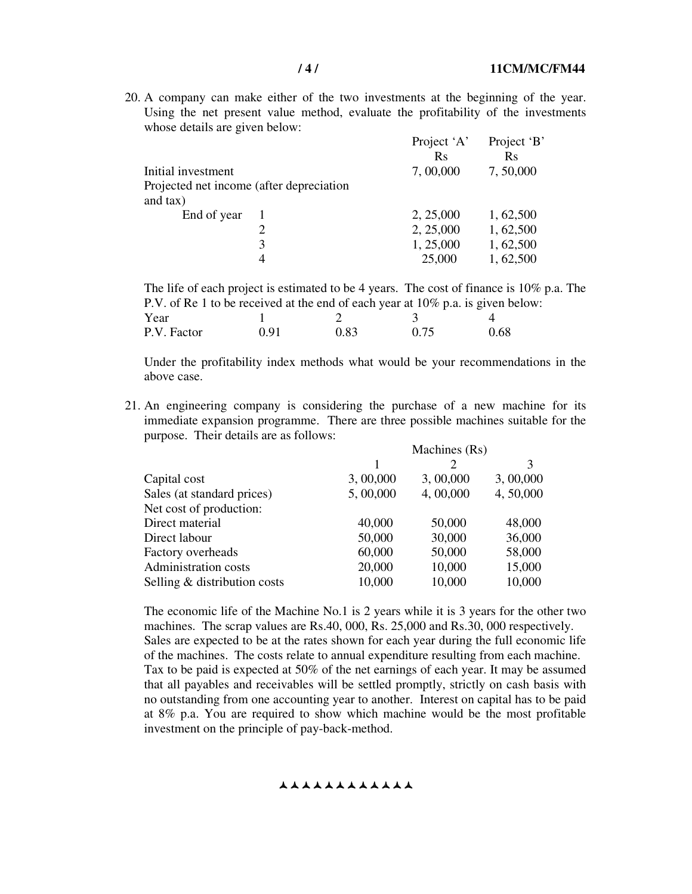20. A company can make either of the two investments at the beginning of the year. Using the net present value method, evaluate the profitability of the investments whose details are given below:

| | Project 'A' Rs | Project 'B' Rs |
|---|---|---|
| Initial investment | 7, 00,000 | 7, 50,000 |
| Projected net income (after depreciation and tax) | | |
| End of year 1 | 2, 25,000 | 1, 62,500 |
| 2 | 2, 25,000 | 1, 62,500 |
| 3 | 1, 25,000 | 1, 62,500 |
| 4 | 25,000 | 1, 62,500 |

The life of each project is estimated to be 4 years. The cost of finance is 10% p.a. The P.V. of Re 1 to be received at the end of each year at 10% p.a. is given below:

| Year | 1 | 2 | 3 | 4 |
|---|---|---|---|---|
| P.V. Factor | 0.91 | 0.83 | 0.75 | 0.68 |

Under the profitability index methods what would be your recommendations in the above case.

21. An engineering company is considering the purchase of a new machine for its immediate expansion programme. There are three possible machines suitable for the purpose. Their details are as follows:

| | Machines (Rs) | | |
|---|---|---|---|
| | 1 | 2 | 3 |
| Capital cost | 3, 00,000 | 3, 00,000 | 3, 00,000 |
| Sales (at standard prices) | 5, 00,000 | 4, 00,000 | 4, 50,000 |
| Net cost of production: | | | |
| Direct material | 40,000 | 50,000 | 48,000 |
| Direct labour | 50,000 | 30,000 | 36,000 |
| Factory overheads | 60,000 | 50,000 | 58,000 |
| Administration costs | 20,000 | 10,000 | 15,000 |
| Selling & distribution costs | 10,000 | 10,000 | 10,000 |

The economic life of the Machine No.1 is 2 years while it is 3 years for the other two machines. The scrap values are Rs.40, 000, Rs. 25,000 and Rs.30, 000 respectively. Sales are expected to be at the rates shown for each year during the full economic life of the machines. The costs relate to annual expenditure resulting from each machine. Tax to be paid is expected at 50% of the net earnings of each year. It may be assumed that all payables and receivables will be settled promptly, strictly on cash basis with no outstanding from one accounting year to another. Interest on capital has to be paid at 8% p.a. You are required to show which machine would be the most profitable investment on the principle of pay-back-method.